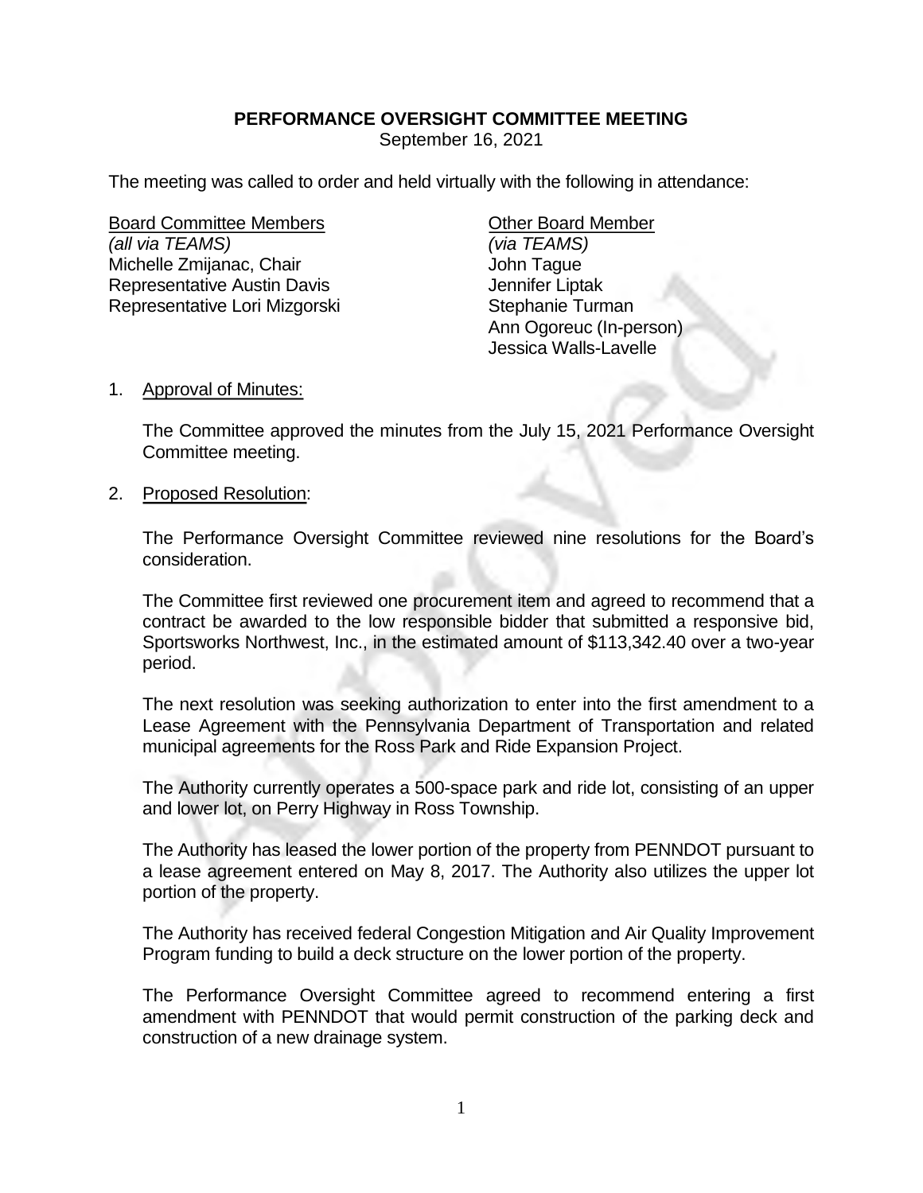# PERFORMANCE OVERSIGHT COMMITTEE MEETING

September 16, 2021

The meeting was called to order and held virtually with the following in attendance:

| Board Committee Members | Other Board Member |
|---|---|
| *(all via TEAMS)* | *(via TEAMS)* |
| Michelle Zmijanac, Chair | John Tague |
| Representative Austin Davis | Jennifer Liptak |
| Representative Lori Mizgorski | Stephanie Turman |
| | Ann Ogoreuc (In-person) |
| | Jessica Walls-Lavelle |

1. Approval of Minutes:

   The Committee approved the minutes from the July 15, 2021 Performance Oversight Committee meeting.

2. Proposed Resolution:

   The Performance Oversight Committee reviewed nine resolutions for the Board's consideration.

   The Committee first reviewed one procurement item and agreed to recommend that a contract be awarded to the low responsible bidder that submitted a responsive bid, Sportsworks Northwest, Inc., in the estimated amount of $113,342.40 over a two-year period.

   The next resolution was seeking authorization to enter into the first amendment to a Lease Agreement with the Pennsylvania Department of Transportation and related municipal agreements for the Ross Park and Ride Expansion Project.

   The Authority currently operates a 500-space park and ride lot, consisting of an upper and lower lot, on Perry Highway in Ross Township.

   The Authority has leased the lower portion of the property from PENNDOT pursuant to a lease agreement entered on May 8, 2017. The Authority also utilizes the upper lot portion of the property.

   The Authority has received federal Congestion Mitigation and Air Quality Improvement Program funding to build a deck structure on the lower portion of the property.

   The Performance Oversight Committee agreed to recommend entering a first amendment with PENNDOT that would permit construction of the parking deck and construction of a new drainage system.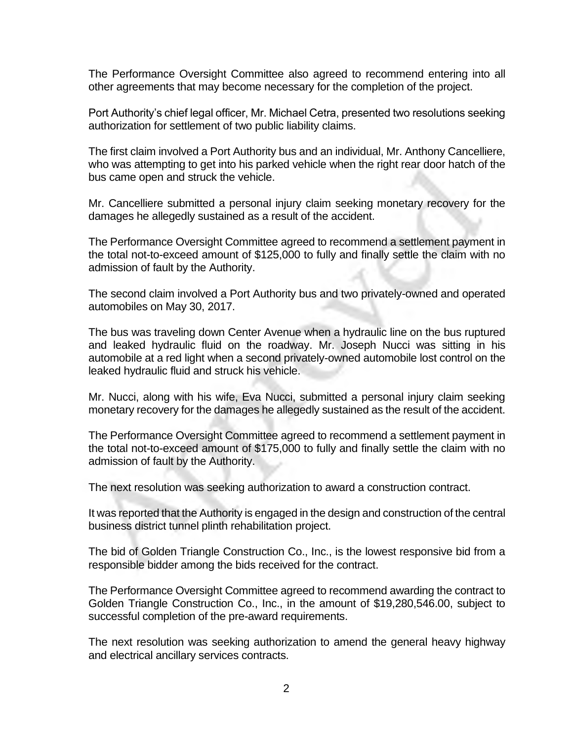The Performance Oversight Committee also agreed to recommend entering into all other agreements that may become necessary for the completion of the project.

Port Authority's chief legal officer, Mr. Michael Cetra, presented two resolutions seeking authorization for settlement of two public liability claims.

The first claim involved a Port Authority bus and an individual, Mr. Anthony Cancelliere, who was attempting to get into his parked vehicle when the right rear door hatch of the bus came open and struck the vehicle.

Mr. Cancelliere submitted a personal injury claim seeking monetary recovery for the damages he allegedly sustained as a result of the accident.

The Performance Oversight Committee agreed to recommend a settlement payment in the total not-to-exceed amount of $125,000 to fully and finally settle the claim with no admission of fault by the Authority.

The second claim involved a Port Authority bus and two privately-owned and operated automobiles on May 30, 2017.

The bus was traveling down Center Avenue when a hydraulic line on the bus ruptured and leaked hydraulic fluid on the roadway. Mr. Joseph Nucci was sitting in his automobile at a red light when a second privately-owned automobile lost control on the leaked hydraulic fluid and struck his vehicle.

Mr. Nucci, along with his wife, Eva Nucci, submitted a personal injury claim seeking monetary recovery for the damages he allegedly sustained as the result of the accident.

The Performance Oversight Committee agreed to recommend a settlement payment in the total not-to-exceed amount of $175,000 to fully and finally settle the claim with no admission of fault by the Authority.

The next resolution was seeking authorization to award a construction contract.

It was reported that the Authority is engaged in the design and construction of the central business district tunnel plinth rehabilitation project.

The bid of Golden Triangle Construction Co., Inc., is the lowest responsive bid from a responsible bidder among the bids received for the contract.

The Performance Oversight Committee agreed to recommend awarding the contract to Golden Triangle Construction Co., Inc., in the amount of $19,280,546.00, subject to successful completion of the pre-award requirements.

The next resolution was seeking authorization to amend the general heavy highway and electrical ancillary services contracts.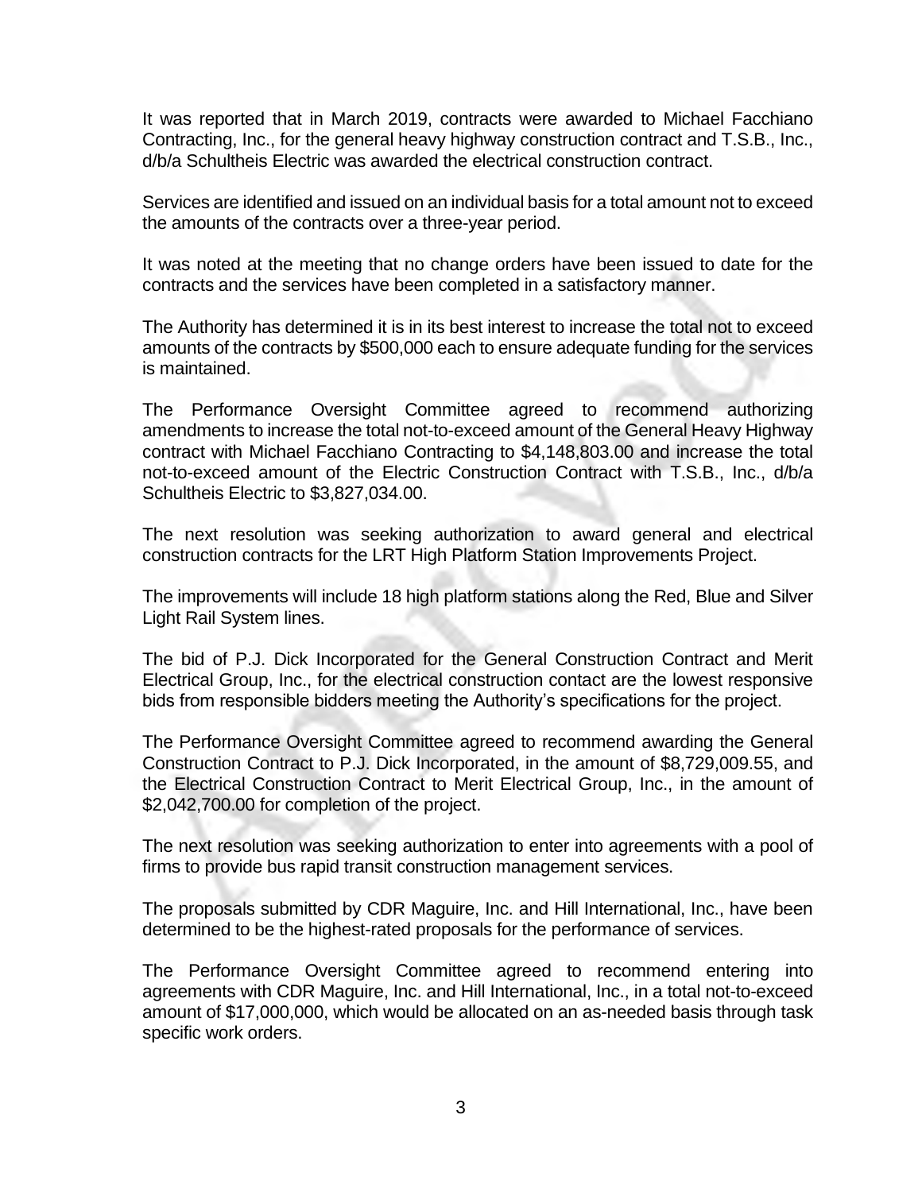It was reported that in March 2019, contracts were awarded to Michael Facchiano Contracting, Inc., for the general heavy highway construction contract and T.S.B., Inc., d/b/a Schultheis Electric was awarded the electrical construction contract.

Services are identified and issued on an individual basis for a total amount not to exceed the amounts of the contracts over a three-year period.

It was noted at the meeting that no change orders have been issued to date for the contracts and the services have been completed in a satisfactory manner.

The Authority has determined it is in its best interest to increase the total not to exceed amounts of the contracts by $500,000 each to ensure adequate funding for the services is maintained.

The Performance Oversight Committee agreed to recommend authorizing amendments to increase the total not-to-exceed amount of the General Heavy Highway contract with Michael Facchiano Contracting to $4,148,803.00 and increase the total not-to-exceed amount of the Electric Construction Contract with T.S.B., Inc., d/b/a Schultheis Electric to $3,827,034.00.

The next resolution was seeking authorization to award general and electrical construction contracts for the LRT High Platform Station Improvements Project.

The improvements will include 18 high platform stations along the Red, Blue and Silver Light Rail System lines.

The bid of P.J. Dick Incorporated for the General Construction Contract and Merit Electrical Group, Inc., for the electrical construction contact are the lowest responsive bids from responsible bidders meeting the Authority's specifications for the project.

The Performance Oversight Committee agreed to recommend awarding the General Construction Contract to P.J. Dick Incorporated, in the amount of $8,729,009.55, and the Electrical Construction Contract to Merit Electrical Group, Inc., in the amount of $2,042,700.00 for completion of the project.

The next resolution was seeking authorization to enter into agreements with a pool of firms to provide bus rapid transit construction management services.

The proposals submitted by CDR Maguire, Inc. and Hill International, Inc., have been determined to be the highest-rated proposals for the performance of services.

The Performance Oversight Committee agreed to recommend entering into agreements with CDR Maguire, Inc. and Hill International, Inc., in a total not-to-exceed amount of $17,000,000, which would be allocated on an as-needed basis through task specific work orders.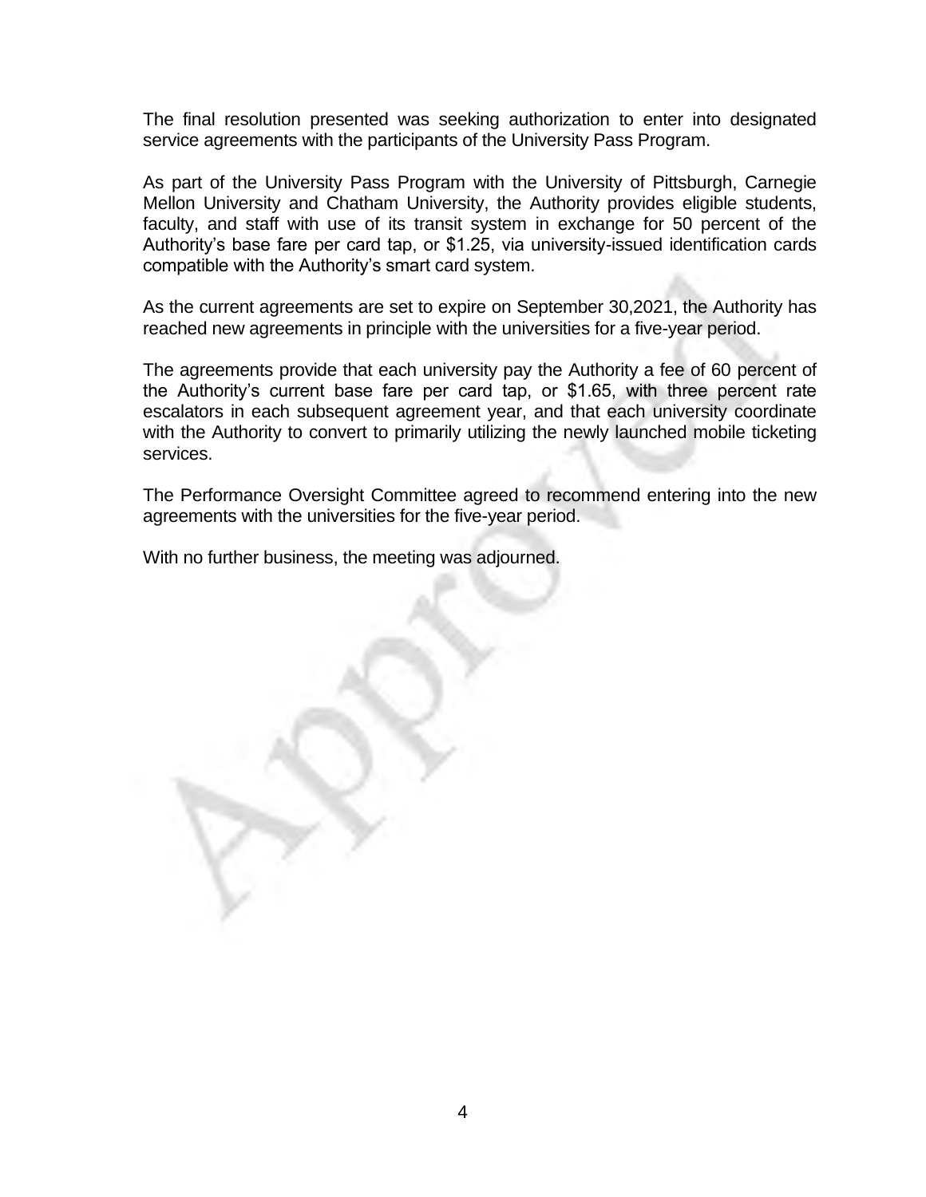The final resolution presented was seeking authorization to enter into designated service agreements with the participants of the University Pass Program.

As part of the University Pass Program with the University of Pittsburgh, Carnegie Mellon University and Chatham University, the Authority provides eligible students, faculty, and staff with use of its transit system in exchange for 50 percent of the Authority's base fare per card tap, or $1.25, via university-issued identification cards compatible with the Authority's smart card system.

As the current agreements are set to expire on September 30,2021, the Authority has reached new agreements in principle with the universities for a five-year period.

The agreements provide that each university pay the Authority a fee of 60 percent of the Authority's current base fare per card tap, or $1.65, with three percent rate escalators in each subsequent agreement year, and that each university coordinate with the Authority to convert to primarily utilizing the newly launched mobile ticketing services.

The Performance Oversight Committee agreed to recommend entering into the new agreements with the universities for the five-year period.

With no further business, the meeting was adjourned.